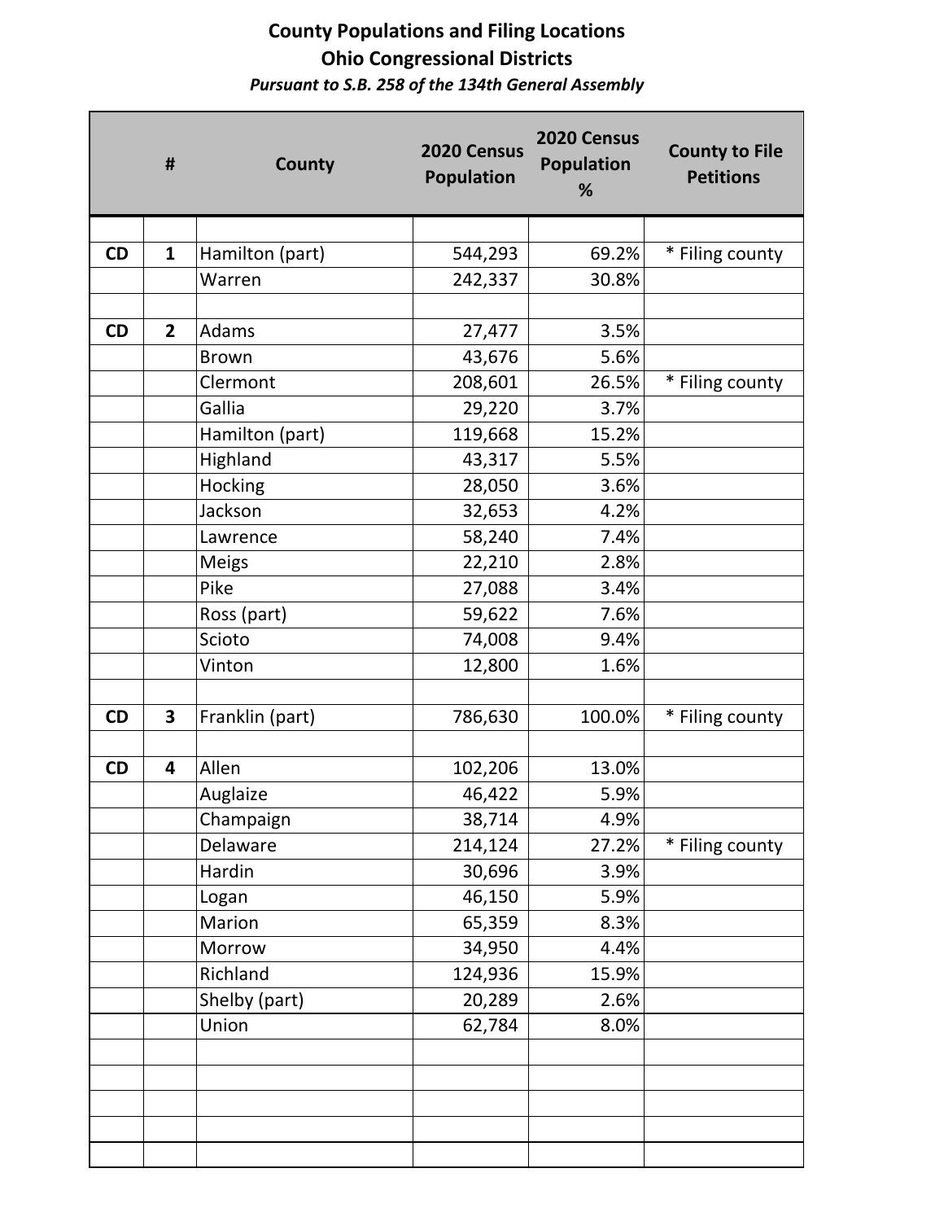# County Populations and Filing Locations
## Ohio Congressional Districts
***Pursuant to S.B. 258 of the 134th General Assembly***

| | # | County | 2020 Census Population | 2020 Census Population % | County to File Petitions |
|---|---|---|---|---|---|
| | | | | | |
| CD | 1 | Hamilton (part) | 544,293 | 69.2% | * Filing county |
| | | Warren | 242,337 | 30.8% | |
| | | | | | |
| CD | 2 | Adams | 27,477 | 3.5% | |
| | | Brown | 43,676 | 5.6% | |
| | | Clermont | 208,601 | 26.5% | * Filing county |
| | | Gallia | 29,220 | 3.7% | |
| | | Hamilton (part) | 119,668 | 15.2% | |
| | | Highland | 43,317 | 5.5% | |
| | | Hocking | 28,050 | 3.6% | |
| | | Jackson | 32,653 | 4.2% | |
| | | Lawrence | 58,240 | 7.4% | |
| | | Meigs | 22,210 | 2.8% | |
| | | Pike | 27,088 | 3.4% | |
| | | Ross (part) | 59,622 | 7.6% | |
| | | Scioto | 74,008 | 9.4% | |
| | | Vinton | 12,800 | 1.6% | |
| | | | | | |
| CD | 3 | Franklin (part) | 786,630 | 100.0% | * Filing county |
| | | | | | |
| CD | 4 | Allen | 102,206 | 13.0% | |
| | | Auglaize | 46,422 | 5.9% | |
| | | Champaign | 38,714 | 4.9% | |
| | | Delaware | 214,124 | 27.2% | * Filing county |
| | | Hardin | 30,696 | 3.9% | |
| | | Logan | 46,150 | 5.9% | |
| | | Marion | 65,359 | 8.3% | |
| | | Morrow | 34,950 | 4.4% | |
| | | Richland | 124,936 | 15.9% | |
| | | Shelby (part) | 20,289 | 2.6% | |
| | | Union | 62,784 | 8.0% | |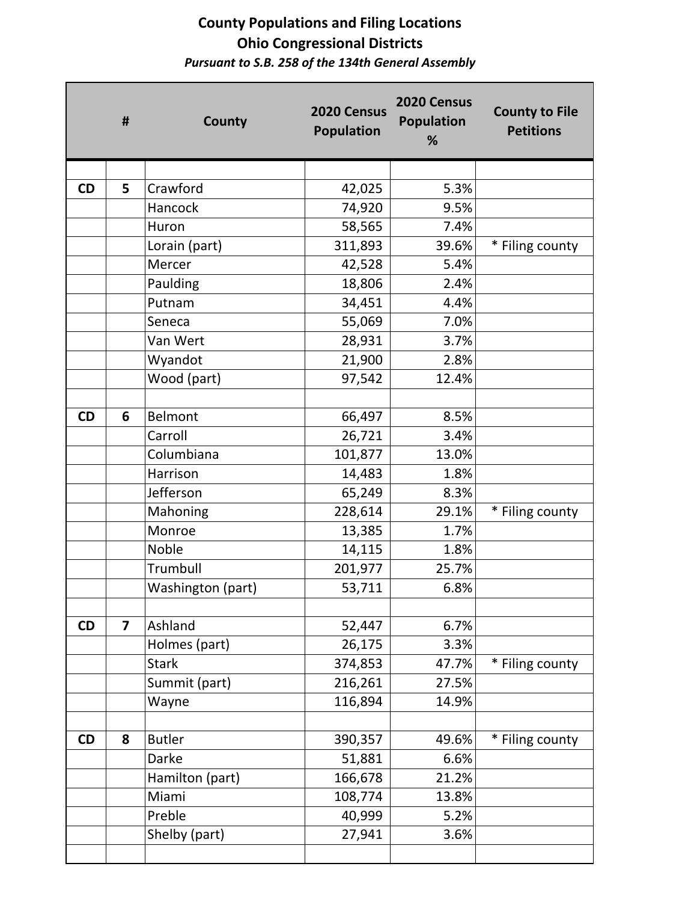# County Populations and Filing Locations

## Ohio Congressional Districts

***Pursuant to S.B. 258 of the 134th General Assembly***

| | # | County | 2020 Census Population | 2020 Census Population % | County to File Petitions |
|---|---|---|---|---|---|
| | | | | | |
| CD | 5 | Crawford | 42,025 | 5.3% | |
| | | Hancock | 74,920 | 9.5% | |
| | | Huron | 58,565 | 7.4% | |
| | | Lorain (part) | 311,893 | 39.6% | * Filing county |
| | | Mercer | 42,528 | 5.4% | |
| | | Paulding | 18,806 | 2.4% | |
| | | Putnam | 34,451 | 4.4% | |
| | | Seneca | 55,069 | 7.0% | |
| | | Van Wert | 28,931 | 3.7% | |
| | | Wyandot | 21,900 | 2.8% | |
| | | Wood (part) | 97,542 | 12.4% | |
| | | | | | |
| CD | 6 | Belmont | 66,497 | 8.5% | |
| | | Carroll | 26,721 | 3.4% | |
| | | Columbiana | 101,877 | 13.0% | |
| | | Harrison | 14,483 | 1.8% | |
| | | Jefferson | 65,249 | 8.3% | |
| | | Mahoning | 228,614 | 29.1% | * Filing county |
| | | Monroe | 13,385 | 1.7% | |
| | | Noble | 14,115 | 1.8% | |
| | | Trumbull | 201,977 | 25.7% | |
| | | Washington (part) | 53,711 | 6.8% | |
| | | | | | |
| CD | 7 | Ashland | 52,447 | 6.7% | |
| | | Holmes (part) | 26,175 | 3.3% | |
| | | Stark | 374,853 | 47.7% | * Filing county |
| | | Summit (part) | 216,261 | 27.5% | |
| | | Wayne | 116,894 | 14.9% | |
| | | | | | |
| CD | 8 | Butler | 390,357 | 49.6% | * Filing county |
| | | Darke | 51,881 | 6.6% | |
| | | Hamilton (part) | 166,678 | 21.2% | |
| | | Miami | 108,774 | 13.8% | |
| | | Preble | 40,999 | 5.2% | |
| | | Shelby (part) | 27,941 | 3.6% | |
| | | | | | |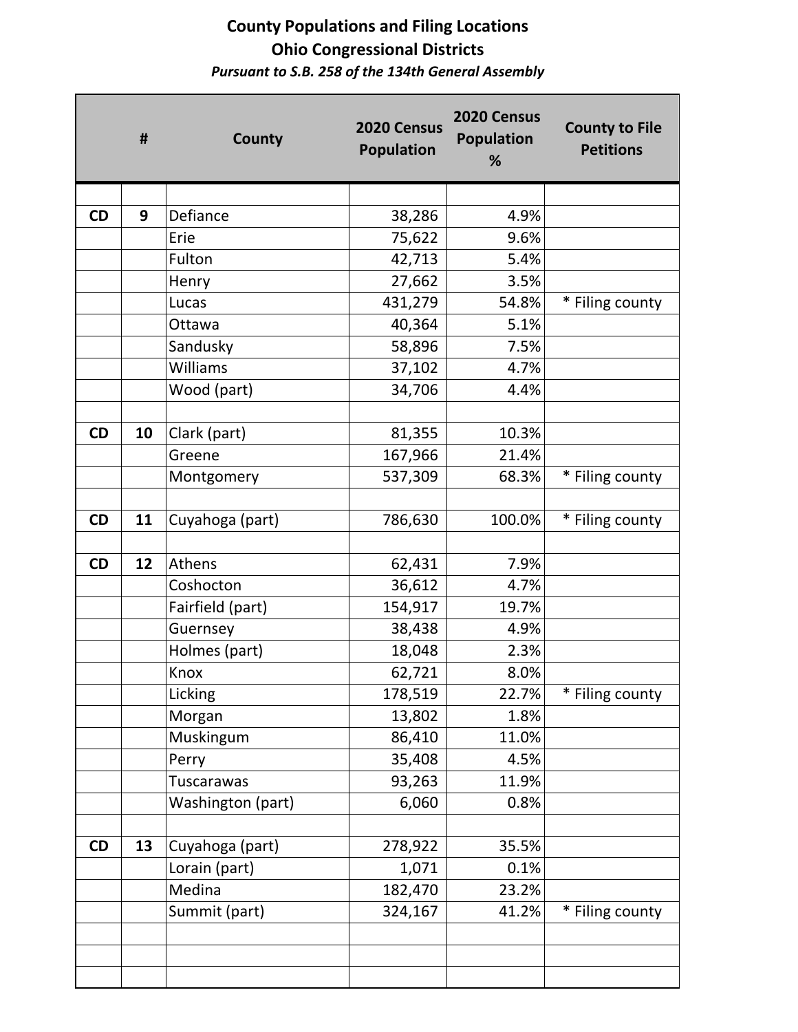**County Populations and Filing Locations**
**Ohio Congressional Districts**
***Pursuant to S.B. 258 of the 134th General Assembly***

| | # | County | 2020 Census Population | 2020 Census Population % | County to File Petitions |
|---|---|---|---|---|---|
| | | | | | |
| CD | 9 | Defiance | 38,286 | 4.9% | |
| | | Erie | 75,622 | 9.6% | |
| | | Fulton | 42,713 | 5.4% | |
| | | Henry | 27,662 | 3.5% | |
| | | Lucas | 431,279 | 54.8% | * Filing county |
| | | Ottawa | 40,364 | 5.1% | |
| | | Sandusky | 58,896 | 7.5% | |
| | | Williams | 37,102 | 4.7% | |
| | | Wood (part) | 34,706 | 4.4% | |
| | | | | | |
| CD | 10 | Clark (part) | 81,355 | 10.3% | |
| | | Greene | 167,966 | 21.4% | |
| | | Montgomery | 537,309 | 68.3% | * Filing county |
| | | | | | |
| CD | 11 | Cuyahoga (part) | 786,630 | 100.0% | * Filing county |
| | | | | | |
| CD | 12 | Athens | 62,431 | 7.9% | |
| | | Coshocton | 36,612 | 4.7% | |
| | | Fairfield (part) | 154,917 | 19.7% | |
| | | Guernsey | 38,438 | 4.9% | |
| | | Holmes (part) | 18,048 | 2.3% | |
| | | Knox | 62,721 | 8.0% | |
| | | Licking | 178,519 | 22.7% | * Filing county |
| | | Morgan | 13,802 | 1.8% | |
| | | Muskingum | 86,410 | 11.0% | |
| | | Perry | 35,408 | 4.5% | |
| | | Tuscarawas | 93,263 | 11.9% | |
| | | Washington (part) | 6,060 | 0.8% | |
| | | | | | |
| CD | 13 | Cuyahoga (part) | 278,922 | 35.5% | |
| | | Lorain (part) | 1,071 | 0.1% | |
| | | Medina | 182,470 | 23.2% | |
| | | Summit (part) | 324,167 | 41.2% | * Filing county |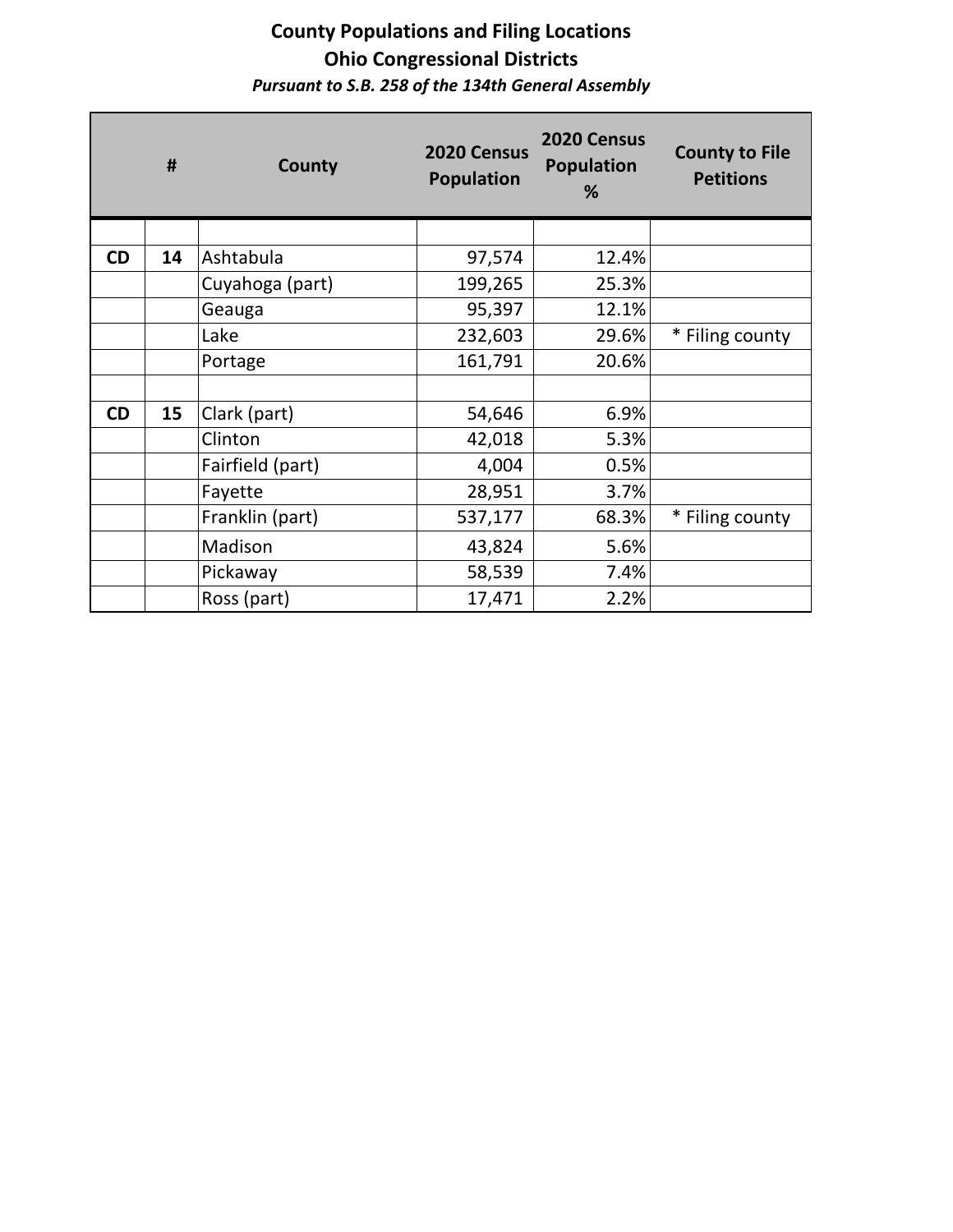**County Populations and Filing Locations**
**Ohio Congressional Districts**
***Pursuant to S.B. 258 of the 134th General Assembly***

| | # | County | 2020 Census Population | 2020 Census Population % | County to File Petitions |
|---|---|---|---|---|---|
| | | | | | |
| CD | 14 | Ashtabula | 97,574 | 12.4% | |
| | | Cuyahoga (part) | 199,265 | 25.3% | |
| | | Geauga | 95,397 | 12.1% | |
| | | Lake | 232,603 | 29.6% | * Filing county |
| | | Portage | 161,791 | 20.6% | |
| | | | | | |
| CD | 15 | Clark (part) | 54,646 | 6.9% | |
| | | Clinton | 42,018 | 5.3% | |
| | | Fairfield (part) | 4,004 | 0.5% | |
| | | Fayette | 28,951 | 3.7% | |
| | | Franklin (part) | 537,177 | 68.3% | * Filing county |
| | | Madison | 43,824 | 5.6% | |
| | | Pickaway | 58,539 | 7.4% | |
| | | Ross (part) | 17,471 | 2.2% | |